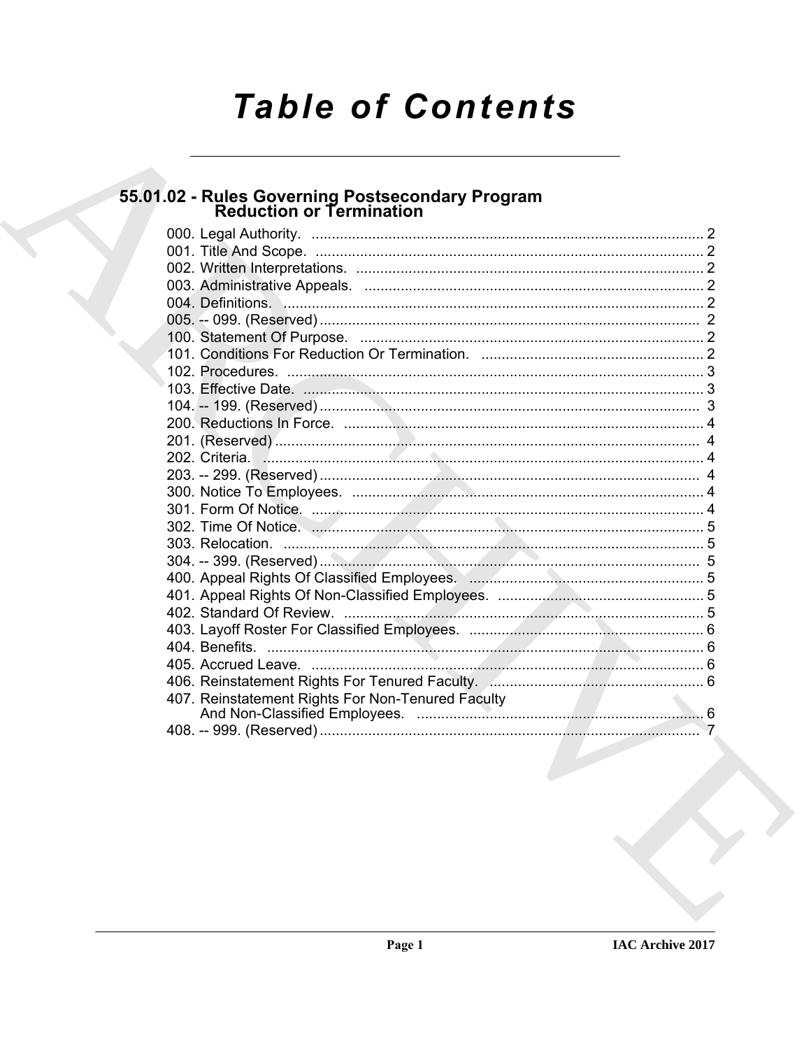# Table of Contents

## 55.01.02 - Rules Governing Postsecondary Program Reduction or Termination

000. Legal Authority. ... 2
001. Title And Scope. ... 2
002. Written Interpretations. ... 2
003. Administrative Appeals. ... 2
004. Definitions. ... 2
005. -- 099. (Reserved) ... 2
100. Statement Of Purpose. ... 2
101. Conditions For Reduction Or Termination. ... 2
102. Procedures. ... 3
103. Effective Date. ... 3
104. -- 199. (Reserved) ... 3
200. Reductions In Force. ... 4
201. (Reserved) ... 4
202. Criteria. ... 4
203. -- 299. (Reserved) ... 4
300. Notice To Employees. ... 4
301. Form Of Notice. ... 4
302. Time Of Notice. ... 5
303. Relocation. ... 5
304. -- 399. (Reserved) ... 5
400. Appeal Rights Of Classified Employees. ... 5
401. Appeal Rights Of Non-Classified Employees. ... 5
402. Standard Of Review. ... 5
403. Layoff Roster For Classified Employees. ... 6
404. Benefits. ... 6
405. Accrued Leave. ... 6
406. Reinstatement Rights For Tenured Faculty. ... 6
407. Reinstatement Rights For Non-Tenured Faculty And Non-Classified Employees. ... 6
408. -- 999. (Reserved) ... 7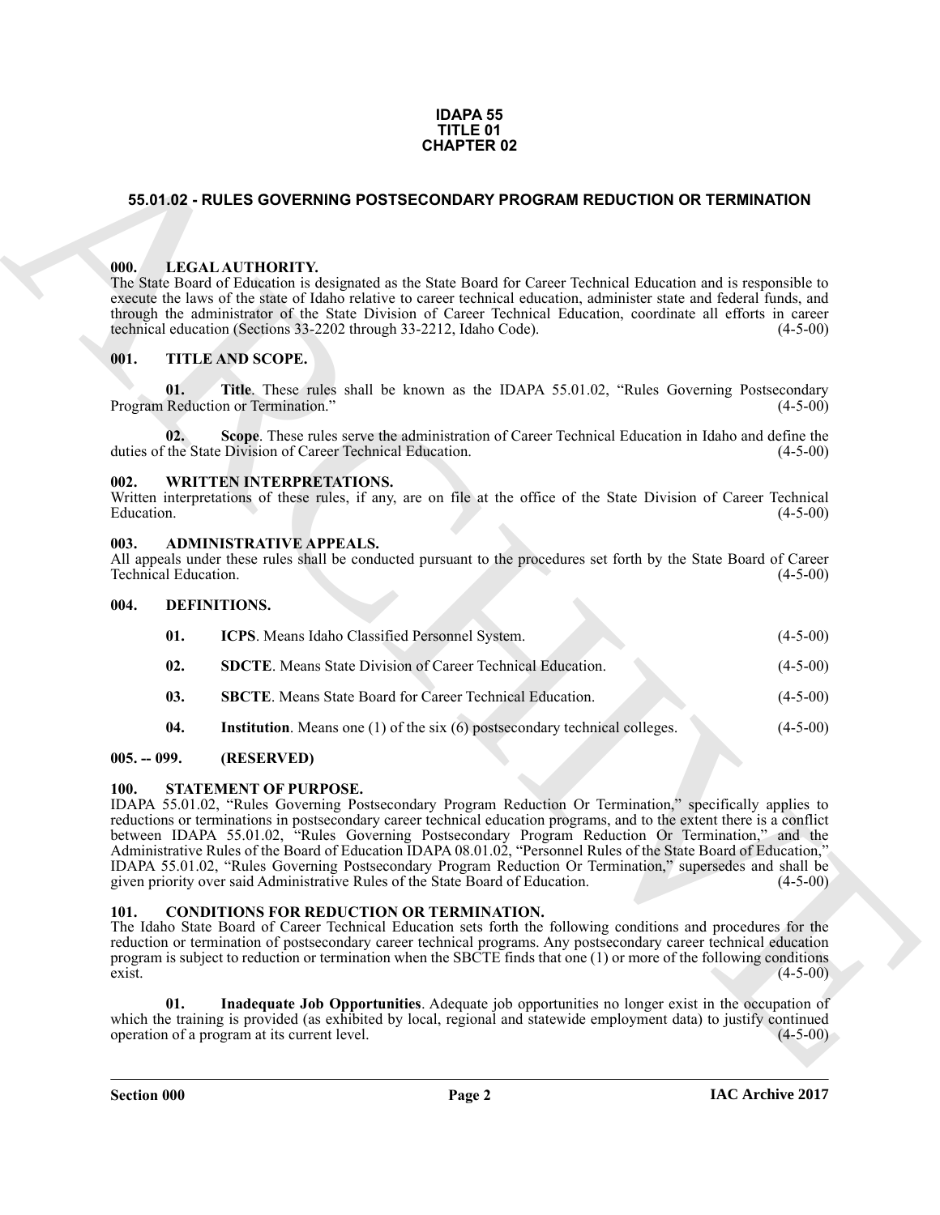**IDAPA 55
TITLE 01
CHAPTER 02**

## 55.01.02 - RULES GOVERNING POSTSECONDARY PROGRAM REDUCTION OR TERMINATION

### 000. LEGAL AUTHORITY.

The State Board of Education is designated as the State Board for Career Technical Education and is responsible to execute the laws of the state of Idaho relative to career technical education, administer state and federal funds, and through the administrator of the State Division of Career Technical Education, coordinate all efforts in career technical education (Sections 33-2202 through 33-2212, Idaho Code). (4-5-00)

### 001. TITLE AND SCOPE.

**01. Title**. These rules shall be known as the IDAPA 55.01.02, "Rules Governing Postsecondary Program Reduction or Termination." (4-5-00)

**02. Scope**. These rules serve the administration of Career Technical Education in Idaho and define the duties of the State Division of Career Technical Education. (4-5-00)

### 002. WRITTEN INTERPRETATIONS.

Written interpretations of these rules, if any, are on file at the office of the State Division of Career Technical Education. (4-5-00)

### 003. ADMINISTRATIVE APPEALS.

All appeals under these rules shall be conducted pursuant to the procedures set forth by the State Board of Career Technical Education. (4-5-00)

### 004. DEFINITIONS.

**01. ICPS**. Means Idaho Classified Personnel System. (4-5-00)

**02. SDCTE**. Means State Division of Career Technical Education. (4-5-00)

**03. SBCTE**. Means State Board for Career Technical Education. (4-5-00)

**04. Institution**. Means one (1) of the six (6) postsecondary technical colleges. (4-5-00)

### 005. -- 099. (RESERVED)

### 100. STATEMENT OF PURPOSE.

IDAPA 55.01.02, "Rules Governing Postsecondary Program Reduction Or Termination," specifically applies to reductions or terminations in postsecondary career technical education programs, and to the extent there is a conflict between IDAPA 55.01.02, "Rules Governing Postsecondary Program Reduction Or Termination," and the Administrative Rules of the Board of Education IDAPA 08.01.02, "Personnel Rules of the State Board of Education," IDAPA 55.01.02, "Rules Governing Postsecondary Program Reduction Or Termination," supersedes and shall be given priority over said Administrative Rules of the State Board of Education. (4-5-00)

### 101. CONDITIONS FOR REDUCTION OR TERMINATION.

The Idaho State Board of Career Technical Education sets forth the following conditions and procedures for the reduction or termination of postsecondary career technical programs. Any postsecondary career technical education program is subject to reduction or termination when the SBCTE finds that one (1) or more of the following conditions exist. (4-5-00)

**01. Inadequate Job Opportunities**. Adequate job opportunities no longer exist in the occupation of which the training is provided (as exhibited by local, regional and statewide employment data) to justify continued operation of a program at its current level. (4-5-00)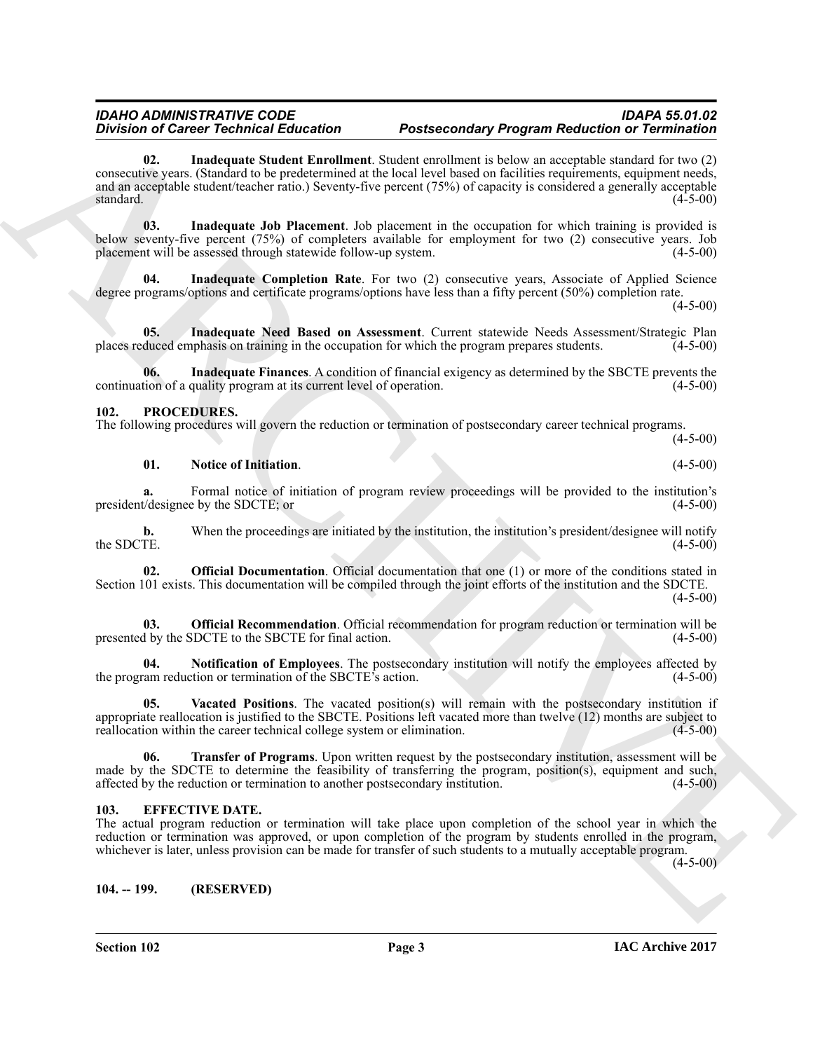**02. Inadequate Student Enrollment**. Student enrollment is below an acceptable standard for two (2) consecutive years. (Standard to be predetermined at the local level based on facilities requirements, equipment needs, and an acceptable student/teacher ratio.) Seventy-five percent (75%) of capacity is considered a generally acceptable standard. (4-5-00)

**03. Inadequate Job Placement**. Job placement in the occupation for which training is provided is below seventy-five percent (75%) of completers available for employment for two (2) consecutive years. Job placement will be assessed through statewide follow-up system. (4-5-00)

**04. Inadequate Completion Rate**. For two (2) consecutive years, Associate of Applied Science degree programs/options and certificate programs/options have less than a fifty percent (50%) completion rate. (4-5-00)

**05. Inadequate Need Based on Assessment**. Current statewide Needs Assessment/Strategic Plan places reduced emphasis on training in the occupation for which the program prepares students. (4-5-00)

**06. Inadequate Finances**. A condition of financial exigency as determined by the SBCTE prevents the continuation of a quality program at its current level of operation. (4-5-00)

## 102. PROCEDURES.

The following procedures will govern the reduction or termination of postsecondary career technical programs. (4-5-00)

**01. Notice of Initiation**. (4-5-00)

**a.** Formal notice of initiation of program review proceedings will be provided to the institution's president/designee by the SDCTE; or (4-5-00)

**b.** When the proceedings are initiated by the institution, the institution's president/designee will notify the SDCTE. (4-5-00)

**02. Official Documentation**. Official documentation that one (1) or more of the conditions stated in Section 101 exists. This documentation will be compiled through the joint efforts of the institution and the SDCTE. (4-5-00)

**03. Official Recommendation**. Official recommendation for program reduction or termination will be presented by the SDCTE to the SBCTE for final action. (4-5-00)

**04. Notification of Employees**. The postsecondary institution will notify the employees affected by the program reduction or termination of the SBCTE's action. (4-5-00)

**05. Vacated Positions**. The vacated position(s) will remain with the postsecondary institution if appropriate reallocation is justified to the SBCTE. Positions left vacated more than twelve (12) months are subject to reallocation within the career technical college system or elimination. (4-5-00)

**06. Transfer of Programs**. Upon written request by the postsecondary institution, assessment will be made by the SDCTE to determine the feasibility of transferring the program, position(s), equipment and such, affected by the reduction or termination to another postsecondary institution. (4-5-00)

## 103. EFFECTIVE DATE.

The actual program reduction or termination will take place upon completion of the school year in which the reduction or termination was approved, or upon completion of the program by students enrolled in the program, whichever is later, unless provision can be made for transfer of such students to a mutually acceptable program. (4-5-00)

## 104. -- 199. (RESERVED)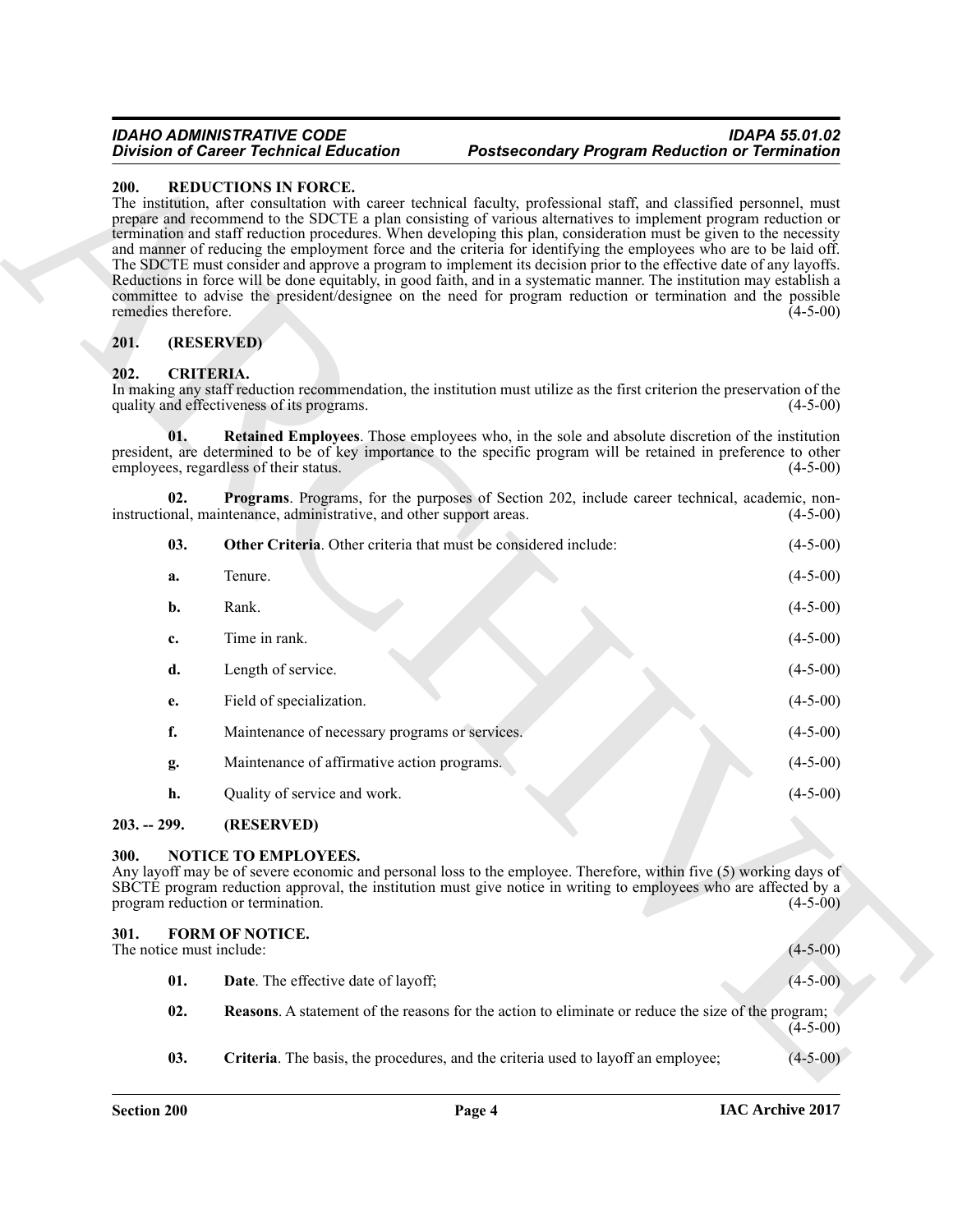## 200. REDUCTIONS IN FORCE.

The institution, after consultation with career technical faculty, professional staff, and classified personnel, must prepare and recommend to the SDCTE a plan consisting of various alternatives to implement program reduction or termination and staff reduction procedures. When developing this plan, consideration must be given to the necessity and manner of reducing the employment force and the criteria for identifying the employees who are to be laid off. The SDCTE must consider and approve a program to implement its decision prior to the effective date of any layoffs. Reductions in force will be done equitably, in good faith, and in a systematic manner. The institution may establish a committee to advise the president/designee on the need for program reduction or termination and the possible remedies therefore. (4-5-00)

## 201. (RESERVED)

## 202. CRITERIA.

In making any staff reduction recommendation, the institution must utilize as the first criterion the preservation of the quality and effectiveness of its programs. (4-5-00)

**01. Retained Employees**. Those employees who, in the sole and absolute discretion of the institution president, are determined to be of key importance to the specific program will be retained in preference to other employees, regardless of their status. (4-5-00)

**02. Programs**. Programs, for the purposes of Section 202, include career technical, academic, non-instructional, maintenance, administrative, and other support areas. (4-5-00)

**03. Other Criteria**. Other criteria that must be considered include: (4-5-00)

**a.** Tenure. (4-5-00)

**b.** Rank. (4-5-00)

**c.** Time in rank. (4-5-00)

**d.** Length of service. (4-5-00)

**e.** Field of specialization. (4-5-00)

**f.** Maintenance of necessary programs or services. (4-5-00)

**g.** Maintenance of affirmative action programs. (4-5-00)

**h.** Quality of service and work. (4-5-00)

## 203. -- 299. (RESERVED)

## 300. NOTICE TO EMPLOYEES.

Any layoff may be of severe economic and personal loss to the employee. Therefore, within five (5) working days of SBCTE program reduction approval, the institution must give notice in writing to employees who are affected by a program reduction or termination. (4-5-00)

## 301. FORM OF NOTICE.

The notice must include: (4-5-00)

**01. Date**. The effective date of layoff; (4-5-00)

**02. Reasons**. A statement of the reasons for the action to eliminate or reduce the size of the program; (4-5-00)

**03. Criteria**. The basis, the procedures, and the criteria used to layoff an employee; (4-5-00)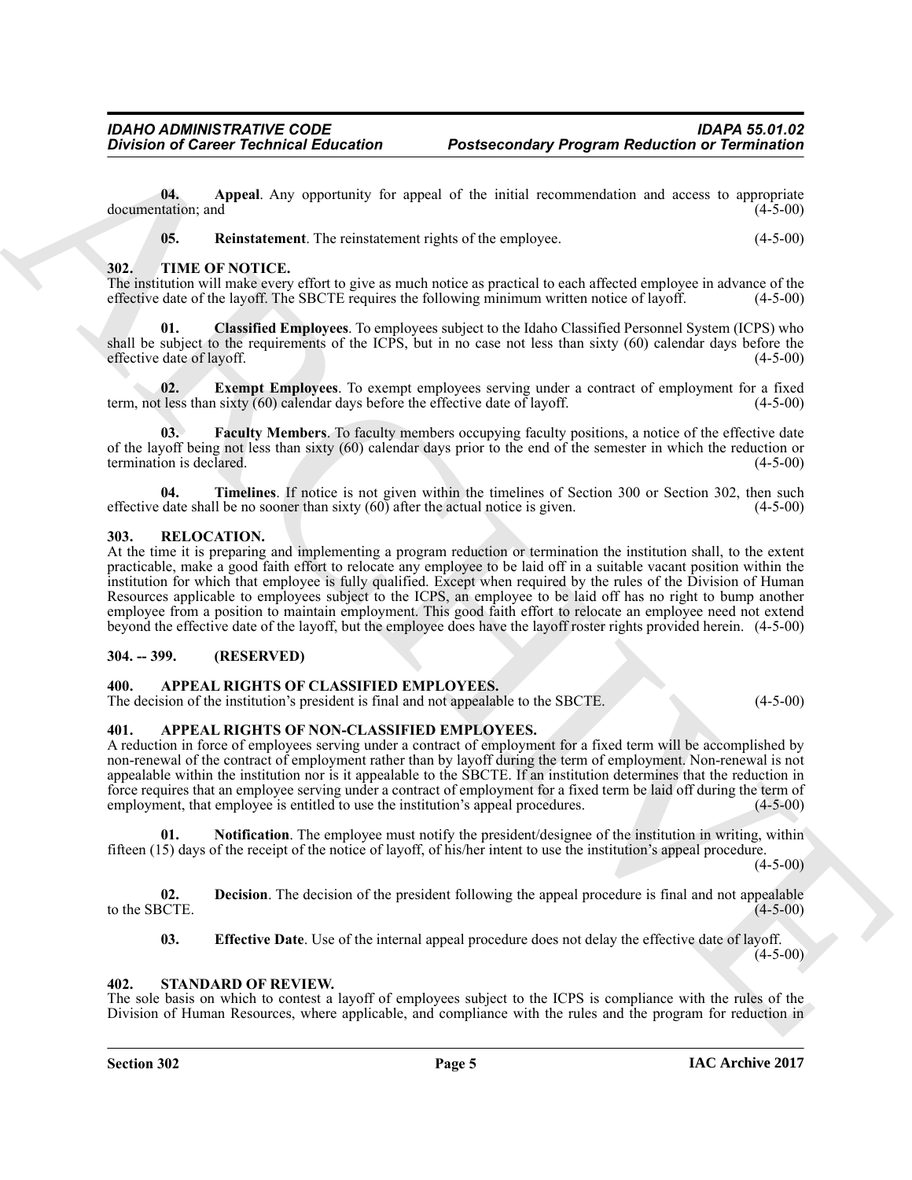**04. Appeal**. Any opportunity for appeal of the initial recommendation and access to appropriate documentation; and (4-5-00)

**05. Reinstatement**. The reinstatement rights of the employee. (4-5-00)

## 302. TIME OF NOTICE.

The institution will make every effort to give as much notice as practical to each affected employee in advance of the effective date of the layoff. The SBCTE requires the following minimum written notice of layoff. (4-5-00)

**01. Classified Employees**. To employees subject to the Idaho Classified Personnel System (ICPS) who shall be subject to the requirements of the ICPS, but in no case not less than sixty (60) calendar days before the effective date of layoff. (4-5-00)

**02. Exempt Employees**. To exempt employees serving under a contract of employment for a fixed term, not less than sixty (60) calendar days before the effective date of layoff. (4-5-00)

**03. Faculty Members**. To faculty members occupying faculty positions, a notice of the effective date of the layoff being not less than sixty (60) calendar days prior to the end of the semester in which the reduction or termination is declared. (4-5-00)

**04. Timelines**. If notice is not given within the timelines of Section 300 or Section 302, then such effective date shall be no sooner than sixty (60) after the actual notice is given. (4-5-00)

## 303. RELOCATION.

At the time it is preparing and implementing a program reduction or termination the institution shall, to the extent practicable, make a good faith effort to relocate any employee to be laid off in a suitable vacant position within the institution for which that employee is fully qualified. Except when required by the rules of the Division of Human Resources applicable to employees subject to the ICPS, an employee to be laid off has no right to bump another employee from a position to maintain employment. This good faith effort to relocate an employee need not extend beyond the effective date of the layoff, but the employee does have the layoff roster rights provided herein. (4-5-00)

## 304. -- 399. (RESERVED)

## 400. APPEAL RIGHTS OF CLASSIFIED EMPLOYEES.

The decision of the institution's president is final and not appealable to the SBCTE. (4-5-00)

## 401. APPEAL RIGHTS OF NON-CLASSIFIED EMPLOYEES.

A reduction in force of employees serving under a contract of employment for a fixed term will be accomplished by non-renewal of the contract of employment rather than by layoff during the term of employment. Non-renewal is not appealable within the institution nor is it appealable to the SBCTE. If an institution determines that the reduction in force requires that an employee serving under a contract of employment for a fixed term be laid off during the term of employment, that employee is entitled to use the institution's appeal procedures. (4-5-00)

**01. Notification**. The employee must notify the president/designee of the institution in writing, within fifteen (15) days of the receipt of the notice of layoff, of his/her intent to use the institution's appeal procedure. (4-5-00)

**02. Decision**. The decision of the president following the appeal procedure is final and not appealable to the SBCTE. (4-5-00)

**03. Effective Date**. Use of the internal appeal procedure does not delay the effective date of layoff. (4-5-00)

## 402. STANDARD OF REVIEW.

The sole basis on which to contest a layoff of employees subject to the ICPS is compliance with the rules of the Division of Human Resources, where applicable, and compliance with the rules and the program for reduction in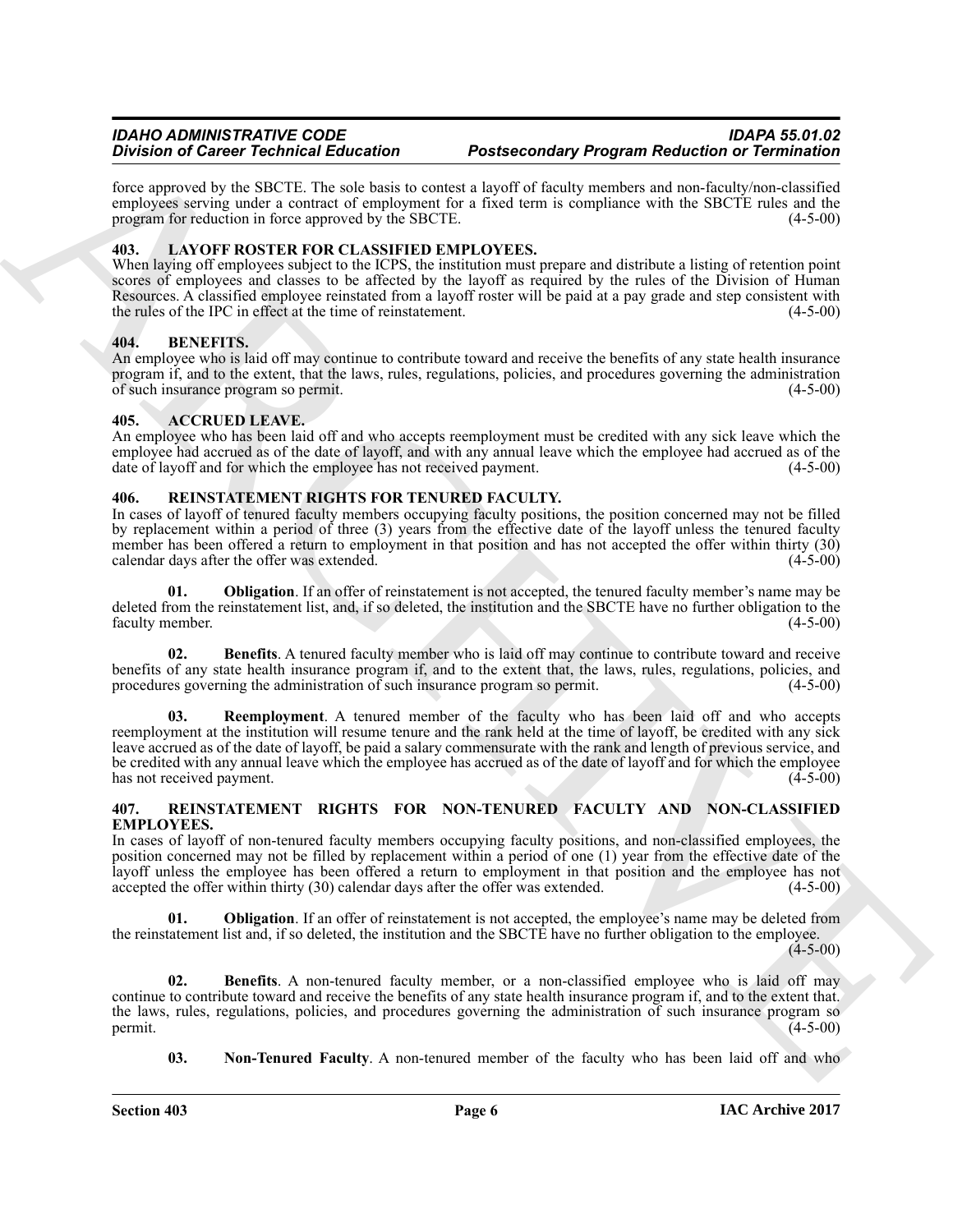force approved by the SBCTE. The sole basis to contest a layoff of faculty members and non-faculty/non-classified employees serving under a contract of employment for a fixed term is compliance with the SBCTE rules and the program for reduction in force approved by the SBCTE. (4-5-00)

### 403. LAYOFF ROSTER FOR CLASSIFIED EMPLOYEES.

When laying off employees subject to the ICPS, the institution must prepare and distribute a listing of retention point scores of employees and classes to be affected by the layoff as required by the rules of the Division of Human Resources. A classified employee reinstated from a layoff roster will be paid at a pay grade and step consistent with the rules of the IPC in effect at the time of reinstatement. (4-5-00)

### 404. BENEFITS.

An employee who is laid off may continue to contribute toward and receive the benefits of any state health insurance program if, and to the extent that, the laws, rules, regulations, policies, and procedures governing the administration of such insurance program so permit. (4-5-00)

### 405. ACCRUED LEAVE.

An employee who has been laid off and who accepts reemployment must be credited with any sick leave which the employee had accrued as of the date of layoff, and with any annual leave which the employee had accrued as of the date of layoff and for which the employee has not received payment. (4-5-00)

### 406. REINSTATEMENT RIGHTS FOR TENURED FACULTY.

In cases of layoff of tenured faculty members occupying faculty positions, the position concerned may not be filled by replacement within a period of three (3) years from the effective date of the layoff unless the tenured faculty member has been offered a return to employment in that position and has not accepted the offer within thirty (30) calendar days after the offer was extended. (4-5-00)

**01. Obligation**. If an offer of reinstatement is not accepted, the tenured faculty member's name may be deleted from the reinstatement list, and, if so deleted, the institution and the SBCTE have no further obligation to the faculty member. (4-5-00)

**02. Benefits**. A tenured faculty member who is laid off may continue to contribute toward and receive benefits of any state health insurance program if, and to the extent that, the laws, rules, regulations, policies, and procedures governing the administration of such insurance program so permit. (4-5-00)

**03. Reemployment**. A tenured member of the faculty who has been laid off and who accepts reemployment at the institution will resume tenure and the rank held at the time of layoff, be credited with any sick leave accrued as of the date of layoff, be paid a salary commensurate with the rank and length of previous service, and be credited with any annual leave which the employee has accrued as of the date of layoff and for which the employee has not received payment. (4-5-00)

### 407. REINSTATEMENT RIGHTS FOR NON-TENURED FACULTY AND NON-CLASSIFIED EMPLOYEES.

In cases of layoff of non-tenured faculty members occupying faculty positions, and non-classified employees, the position concerned may not be filled by replacement within a period of one (1) year from the effective date of the layoff unless the employee has been offered a return to employment in that position and the employee has not accepted the offer within thirty (30) calendar days after the offer was extended. (4-5-00)

**01. Obligation**. If an offer of reinstatement is not accepted, the employee's name may be deleted from the reinstatement list and, if so deleted, the institution and the SBCTE have no further obligation to the employee. (4-5-00)

**02. Benefits**. A non-tenured faculty member, or a non-classified employee who is laid off may continue to contribute toward and receive the benefits of any state health insurance program if, and to the extent that. the laws, rules, regulations, policies, and procedures governing the administration of such insurance program so permit. (4-5-00)

**03. Non-Tenured Faculty**. A non-tenured member of the faculty who has been laid off and who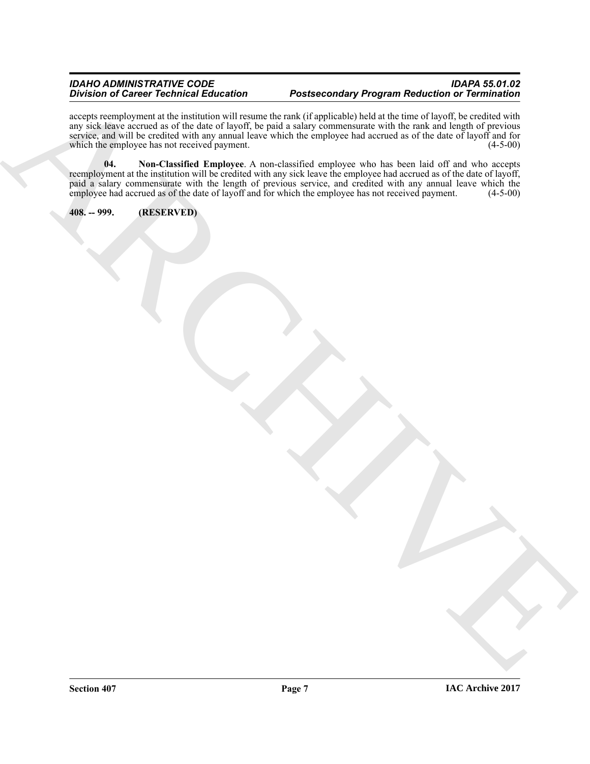accepts reemployment at the institution will resume the rank (if applicable) held at the time of layoff, be credited with any sick leave accrued as of the date of layoff, be paid a salary commensurate with the rank and length of previous service, and will be credited with any annual leave which the employee had accrued as of the date of layoff and for which the employee has not received payment. (4-5-00)

**04. Non-Classified Employee**. A non-classified employee who has been laid off and who accepts reemployment at the institution will be credited with any sick leave the employee had accrued as of the date of layoff, paid a salary commensurate with the length of previous service, and credited with any annual leave which the employee had accrued as of the date of layoff and for which the employee has not received payment. (4-5-00)

**408. -- 999. (RESERVED)**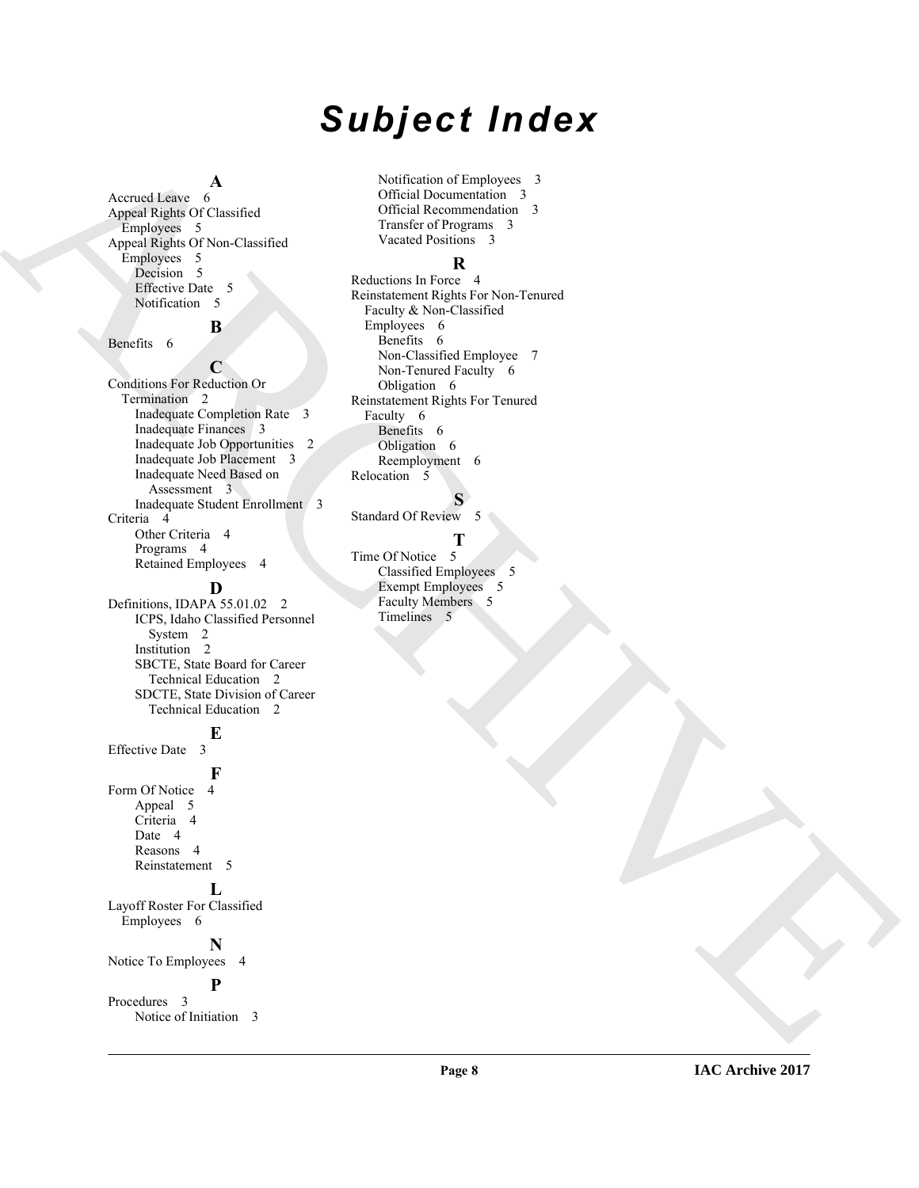# Subject Index

**A**

Accrued Leave 6
Appeal Rights Of Classified Employees 5
Appeal Rights Of Non-Classified Employees 5
- Decision 5
- Effective Date 5
- Notification 5

**B**

Benefits 6

**C**

Conditions For Reduction Or Termination 2
- Inadequate Completion Rate 3
- Inadequate Finances 3
- Inadequate Job Opportunities 2
- Inadequate Job Placement 3
- Inadequate Need Based on Assessment 3
- Inadequate Student Enrollment 3

Criteria 4
- Other Criteria 4
- Programs 4
- Retained Employees 4

**D**

Definitions, IDAPA 55.01.02 2
- ICPS, Idaho Classified Personnel System 2
- Institution 2
- SBCTE, State Board for Career Technical Education 2
- SDCTE, State Division of Career Technical Education 2

**E**

Effective Date 3

**F**

Form Of Notice 4
- Appeal 5
- Criteria 4
- Date 4
- Reasons 4
- Reinstatement 5

**L**

Layoff Roster For Classified Employees 6

**N**

Notice To Employees 4

**P**

Procedures 3
- Notice of Initiation 3
- Notification of Employees 3
- Official Documentation 3
- Official Recommendation 3
- Transfer of Programs 3
- Vacated Positions 3

**R**

Reductions In Force 4
Reinstatement Rights For Non-Tenured Faculty & Non-Classified Employees 6
- Benefits 6
- Non-Classified Employee 7
- Non-Tenured Faculty 6
- Obligation 6

Reinstatement Rights For Tenured Faculty 6
- Benefits 6
- Obligation 6
- Reemployment 6

Relocation 5

**S**

Standard Of Review 5

**T**

Time Of Notice 5
- Classified Employees 5
- Exempt Employees 5
- Faculty Members 5
- Timelines 5